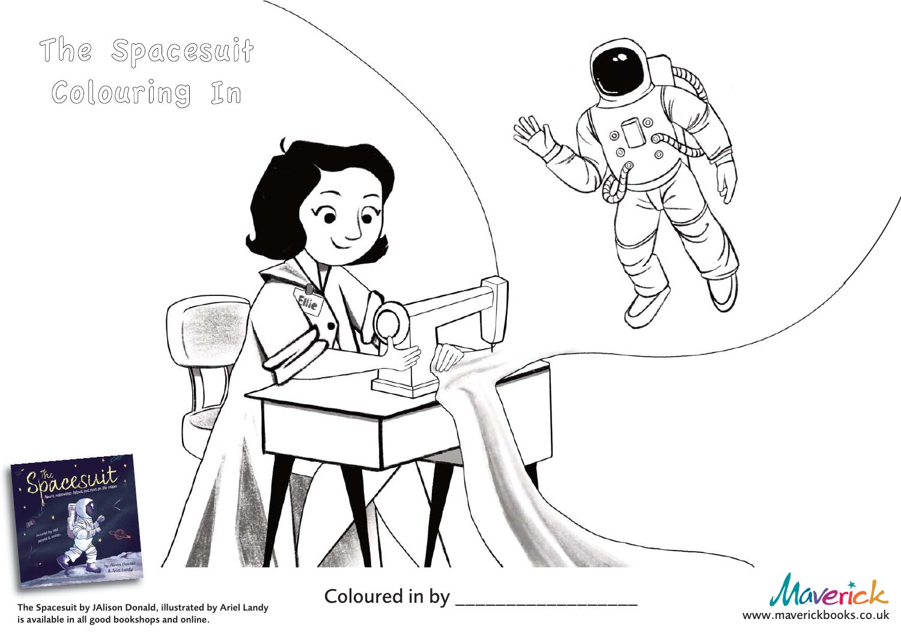# The Spacesuit Colouring In

Coloured in by ____________________

**The Spacesuit by JAlison Donald, illustrated by Ariel Landy is available in all good bookshops and online.**

www.maverickbooks.co.uk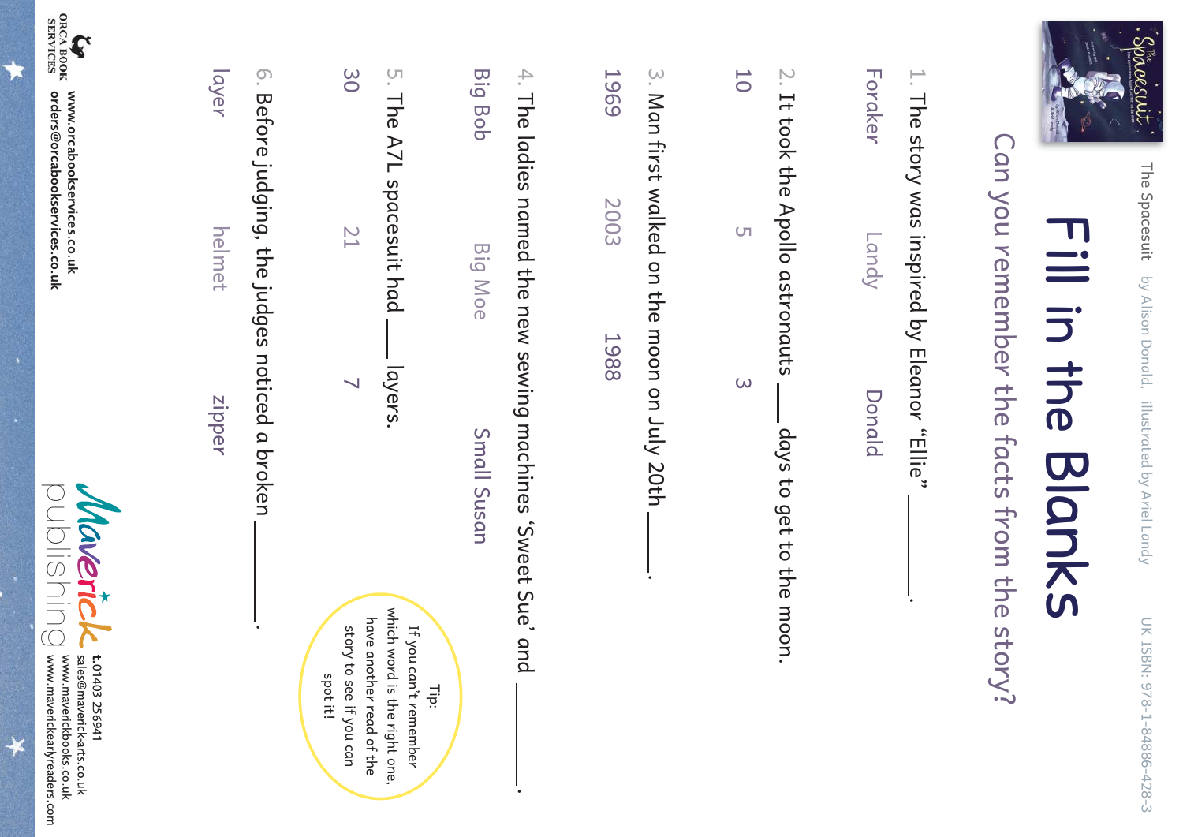The Spacesuit by Alison Donald, illustrated by Ariel Landy UK ISBN: 978-1-84886-428-3

# Fill in the Blanks

## Can you remember the facts from the story?

1. The story was inspired by Eleanor "Ellie" ______.

   Foraker Landy Donald

2. It took the Apollo astronauts ___ days to get to the moon.

   10 5 3

3. Man first walked on the moon on July 20th ____.

   1969 2003 1988

4. The ladies named the new sewing machines 'Sweet Sue' and ______.

   Big Bob Big Moe Small Susan

5. The A7L spacesuit had ___ layers.

   30 21 7

6. Before judging, the judges noticed a broken ______.

   layer helmet zipper

Tip: If you can't remember which word is the right one, have another read of the story to see if you can spot it!

ORCA BOOK SERVICES
www.orcabookservices.co.uk
orders@orcabookservices.co.uk

Maverick publishing
t.01403 256941
sales@maverick-arts.co.uk
www.maverickbooks.co.uk
www.maverickearlyreaders.com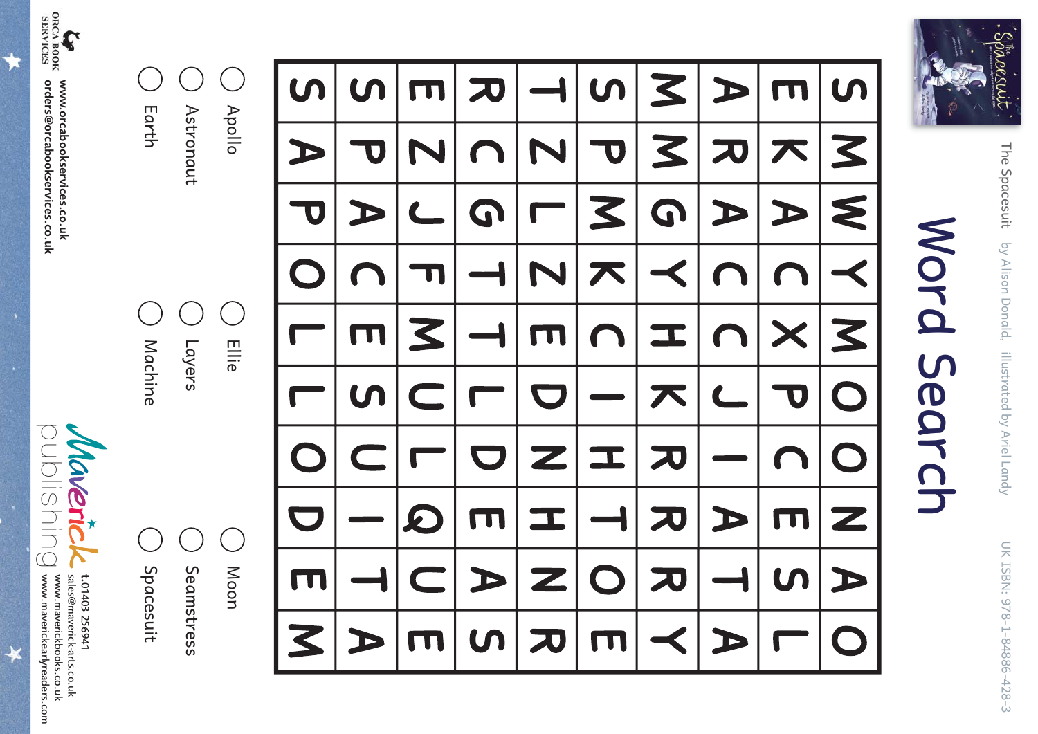The Spacesuit by Alison Donald, illustrated by Ariel Landy UK ISBN: 978-1-84886-428-3

# Word Search

| | | | | | | | | | |
|---|---|---|---|---|---|---|---|---|---|
| S | M | W | Y | M | O | O | N | A | O |
| E | K | A | C | X | P | C | E | S | L |
| A | R | A | C | C | J | I | A | T | A |
| M | M | G | Y | H | K | R | R | R | Y |
| S | P | M | K | C | I | H | T | O | E |
| T | Z | L | Z | E | D | N | H | N | R |
| R | C | G | T | T | L | D | E | A | S |
| E | Z | J | F | M | U | L | Q | U | E |
| S | P | A | C | E | S | U | I | T | A |
| S | A | P | O | L | L | O | D | E | M |

- ○ Apollo
- ○ Ellie
- ○ Moon
- ○ Astronaut
- ○ Layers
- ○ Seamstress
- ○ Earth
- ○ Machine
- ○ Spacesuit

ORCA BOOK SERVICES
www.orcabookservices.co.uk
orders@orcabookservices.co.uk

Maverick publishing
t.01403 256941
sales@maverick-arts.co.uk
www.maverickbooks.co.uk
www.maverickearlyreaders.com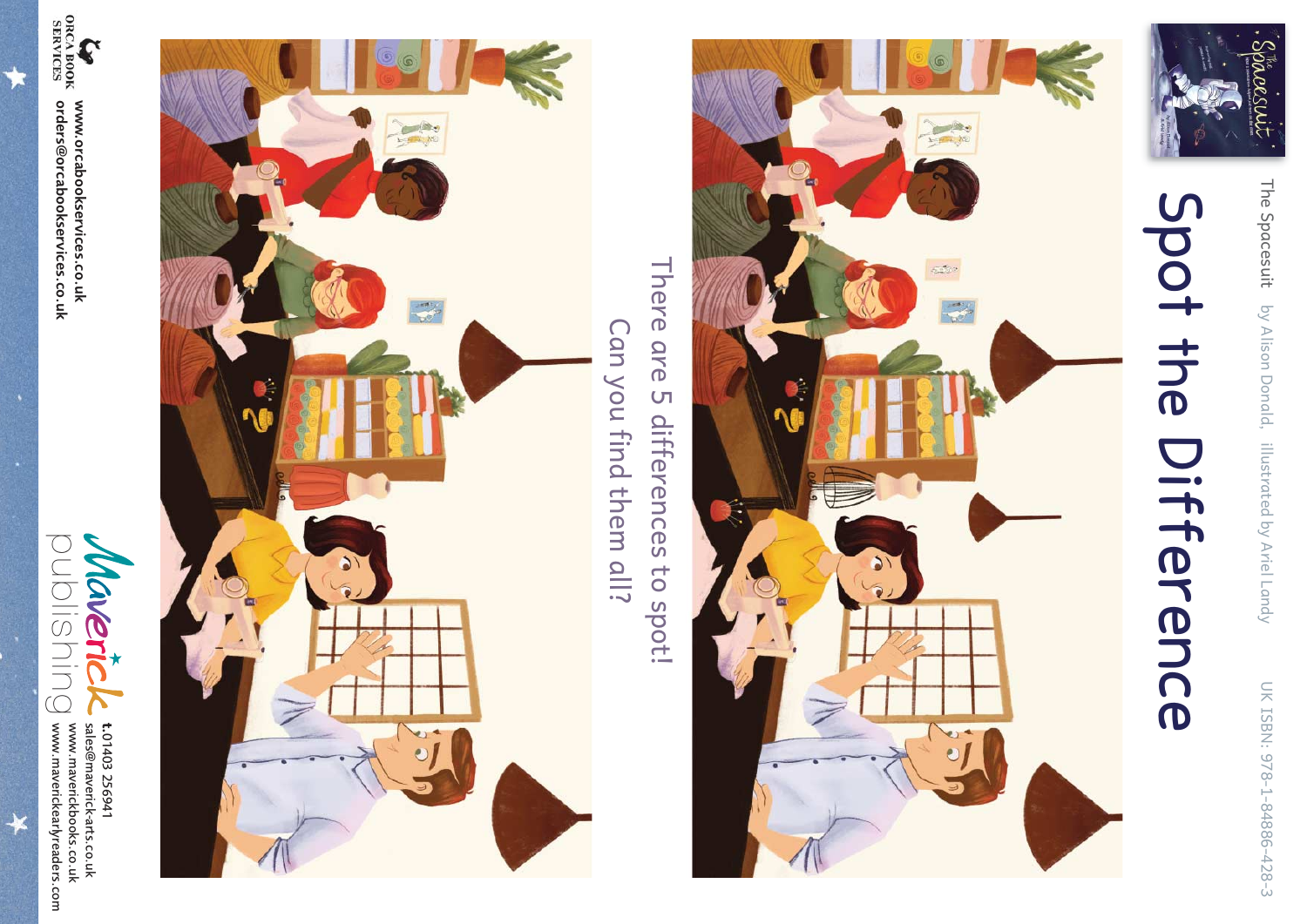The Spacesuit by Alison Donald, illustrated by Ariel Landy UK ISBN: 978-1-84886-428-3

# Spot the Difference

There are 5 differences to spot!
Can you find them all?

ORCA BOOK SERVICES

www.orcabookservices.co.uk
orders@orcabookservices.co.uk

Maverick publishing

t.01403 256941
sales@maverick-arts.co.uk
www.maverickbooks.co.uk
www.maverickearlyreaders.com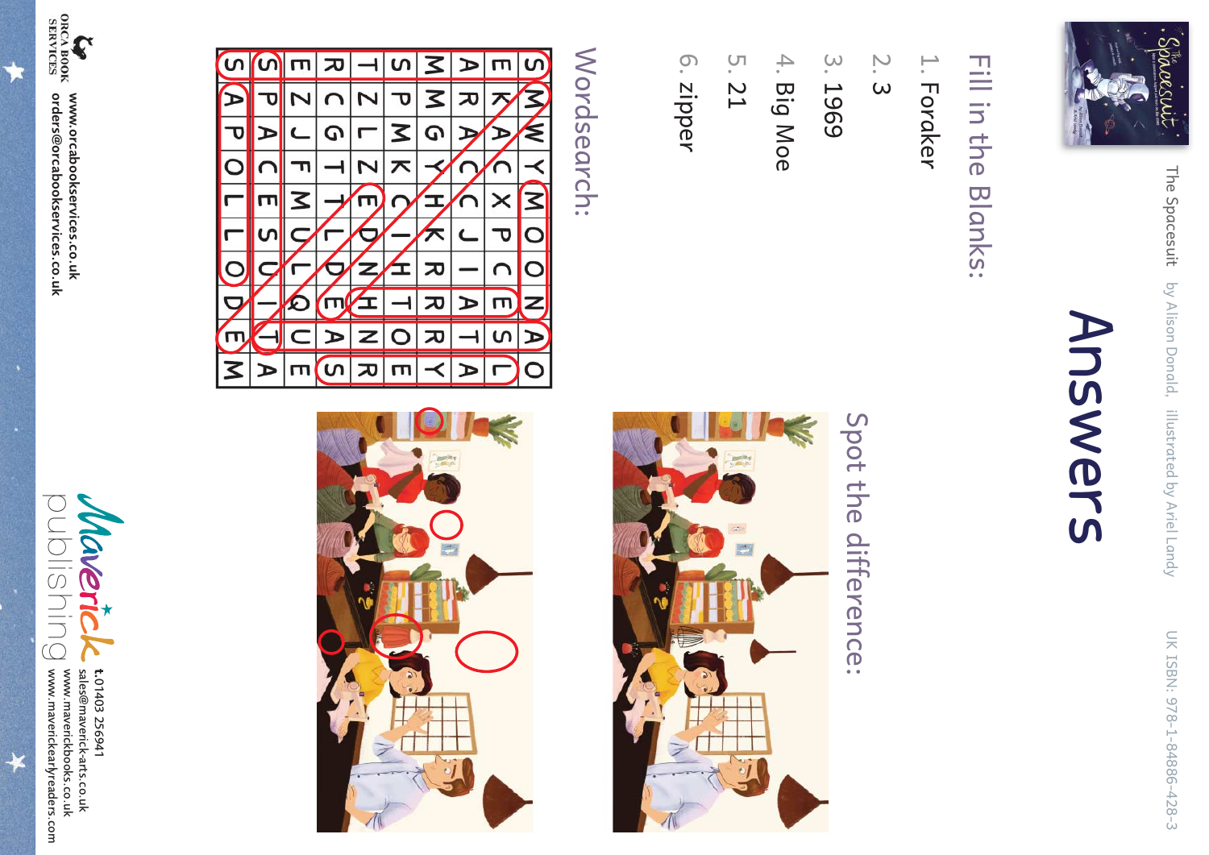The Spacesuit by Alison Donald, illustrated by Ariel Landy

UK ISBN: 978-1-84886-428-3

# Answers

## Fill in the Blanks:

1. Foraker
2. 3
3. 1969
4. Big Moe
5. 21
6. zipper

## Wordsearch:

| | | | | | | | | | |
|---|---|---|---|---|---|---|---|---|---|
| S | M | W | Y | M | O | O | N | A | O |
| E | K | A | C | X | P | C | E | S | L |
| A | R | A | C | C | J | I | A | T | A |
| M | M | G | Y | H | K | R | R | R | Y |
| S | P | M | K | C | I | H | T | O | E |
| T | Z | L | Z | E | D | N | H | N | R |
| R | C | G | T | T | L | D | E | A | S |
| E | Z | J | F | M | U | L | Q | U | E |
| S | P | A | C | E | S | U | I | T | A |
| S | A | P | O | L | L | O | D | E | M |

## Spot the difference:

ORCA BOOK SERVICES
www.orcabookservices.co.uk
orders@orcabookservices.co.uk

Maverick publishing
t.01403 256941
sales@maverick-arts.co.uk
www.maverickbooks.co.uk
www.maverickearlyreaders.com